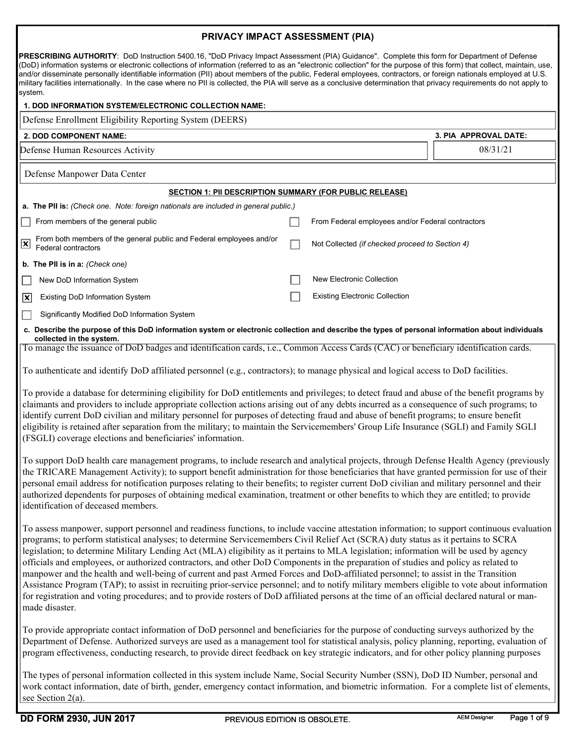# PRIVACY IMPACT ASSESSMENT (PIA)

**PRESCRIBING AUTHORITY**: DoD Instruction 5400.16, "DoD Privacy Impact Assessment (PIA) Guidance". Complete this form for Department of Defense (DoD) information systems or electronic collections of information (referred to as an "electronic collection" for the purpose of this form) that collect, maintain, use, and/or disseminate personally identifiable information (PII) about members of the public, Federal employees, contractors, or foreign nationals employed at U.S. military facilities internationally. In the case where no PII is collected, the PIA will serve as a conclusive determination that privacy requirements do not apply to system.

**1. DOD INFORMATION SYSTEM/ELECTRONIC COLLECTION NAME:**

Defense Enrollment Eligibility Reporting System (DEERS)

| **2. DOD COMPONENT NAME:** | **3. PIA APPROVAL DATE:** |
|---|---|
| Defense Human Resources Activity | 08/31/21 |

Defense Manpower Data Center

## SECTION 1: PII DESCRIPTION SUMMARY (FOR PUBLIC RELEASE)

**a. The PII is:** *(Check one. Note: foreign nationals are included in general public.)*

- [ ] From members of the general public
- [ ] From Federal employees and/or Federal contractors
- [x] From both members of the general public and Federal employees and/or Federal contractors
- [ ] Not Collected *(if checked proceed to Section 4)*

**b. The PII is in a:** *(Check one)*

- [ ] New DoD Information System
- [ ] New Electronic Collection
- [x] Existing DoD Information System
- [ ] Existing Electronic Collection
- [ ] Significantly Modified DoD Information System

**c. Describe the purpose of this DoD information system or electronic collection and describe the types of personal information about individuals collected in the system.**

To manage the issuance of DoD badges and identification cards, i.e., Common Access Cards (CAC) or beneficiary identification cards.

To authenticate and identify DoD affiliated personnel (e.g., contractors); to manage physical and logical access to DoD facilities.

To provide a database for determining eligibility for DoD entitlements and privileges; to detect fraud and abuse of the benefit programs by claimants and providers to include appropriate collection actions arising out of any debts incurred as a consequence of such programs; to identify current DoD civilian and military personnel for purposes of detecting fraud and abuse of benefit programs; to ensure benefit eligibility is retained after separation from the military; to maintain the Servicemembers' Group Life Insurance (SGLI) and Family SGLI (FSGLI) coverage elections and beneficiaries' information.

To support DoD health care management programs, to include research and analytical projects, through Defense Health Agency (previously the TRICARE Management Activity); to support benefit administration for those beneficiaries that have granted permission for use of their personal email address for notification purposes relating to their benefits; to register current DoD civilian and military personnel and their authorized dependents for purposes of obtaining medical examination, treatment or other benefits to which they are entitled; to provide identification of deceased members.

To assess manpower, support personnel and readiness functions, to include vaccine attestation information; to support continuous evaluation programs; to perform statistical analyses; to determine Servicemembers Civil Relief Act (SCRA) duty status as it pertains to SCRA legislation; to determine Military Lending Act (MLA) eligibility as it pertains to MLA legislation; information will be used by agency officials and employees, or authorized contractors, and other DoD Components in the preparation of studies and policy as related to manpower and the health and well-being of current and past Armed Forces and DoD-affiliated personnel; to assist in the Transition Assistance Program (TAP); to assist in recruiting prior-service personnel; and to notify military members eligible to vote about information for registration and voting procedures; and to provide rosters of DoD affiliated persons at the time of an official declared natural or man-made disaster.

To provide appropriate contact information of DoD personnel and beneficiaries for the purpose of conducting surveys authorized by the Department of Defense. Authorized surveys are used as a management tool for statistical analysis, policy planning, reporting, evaluation of program effectiveness, conducting research, to provide direct feedback on key strategic indicators, and for other policy planning purposes

The types of personal information collected in this system include Name, Social Security Number (SSN), DoD ID Number, personal and work contact information, date of birth, gender, emergency contact information, and biometric information. For a complete list of elements, see Section 2(a).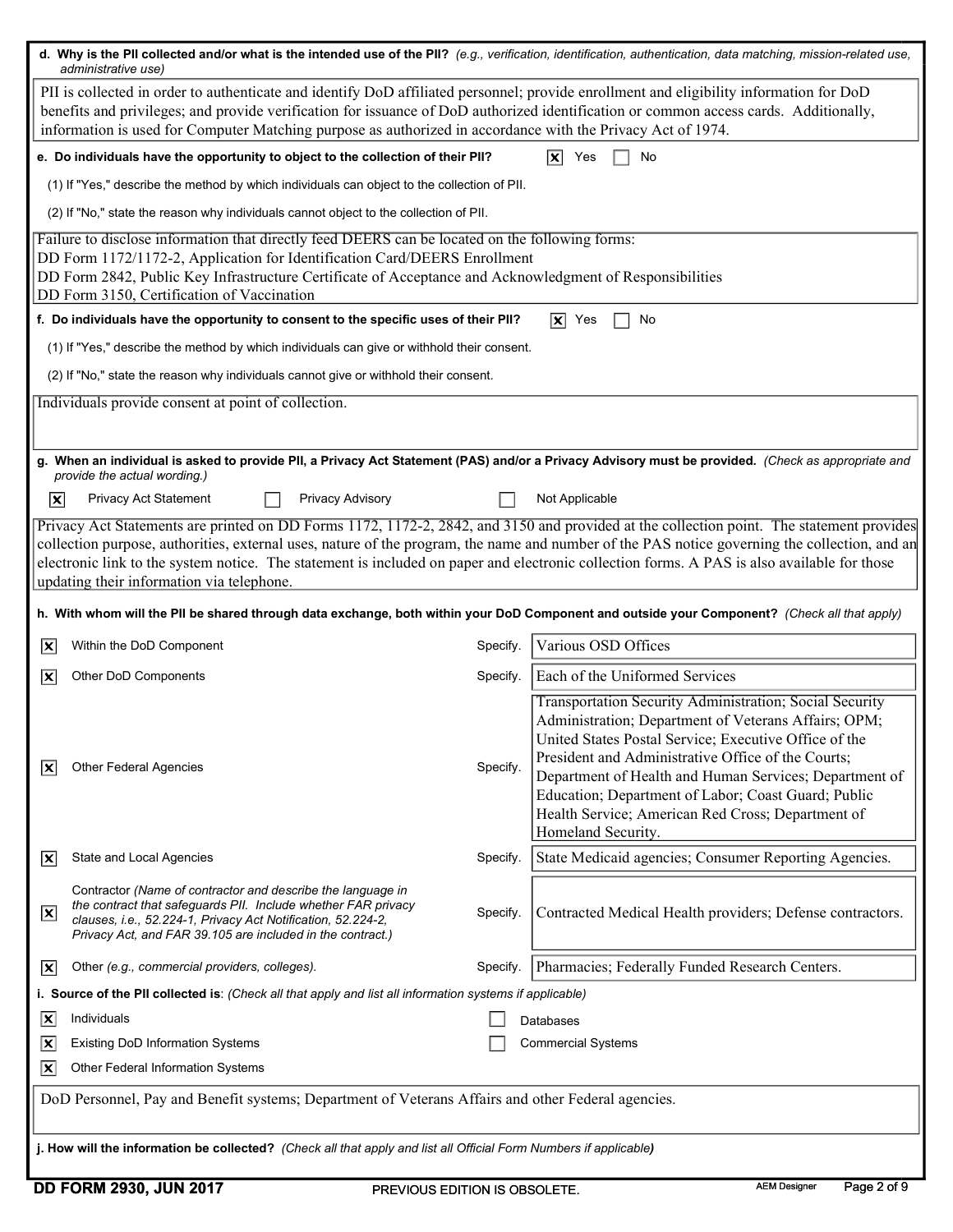**d. Why is the PII collected and/or what is the intended use of the PII?** *(e.g., verification, identification, authentication, data matching, mission-related use, administrative use)*

PII is collected in order to authenticate and identify DoD affiliated personnel; provide enrollment and eligibility information for DoD benefits and privileges; and provide verification for issuance of DoD authorized identification or common access cards. Additionally, information is used for Computer Matching purpose as authorized in accordance with the Privacy Act of 1974.

**e. Do individuals have the opportunity to object to the collection of their PII?** [X] Yes [ ] No

(1) If "Yes," describe the method by which individuals can object to the collection of PII.

(2) If "No," state the reason why individuals cannot object to the collection of PII.

Failure to disclose information that directly feed DEERS can be located on the following forms:
DD Form 1172/1172-2, Application for Identification Card/DEERS Enrollment
DD Form 2842, Public Key Infrastructure Certificate of Acceptance and Acknowledgment of Responsibilities
DD Form 3150, Certification of Vaccination

**f. Do individuals have the opportunity to consent to the specific uses of their PII?** [X] Yes [ ] No

(1) If "Yes," describe the method by which individuals can give or withhold their consent.

(2) If "No," state the reason why individuals cannot give or withhold their consent.

Individuals provide consent at point of collection.

**g. When an individual is asked to provide PII, a Privacy Act Statement (PAS) and/or a Privacy Advisory must be provided.** *(Check as appropriate and provide the actual wording.)*

[X] Privacy Act Statement [ ] Privacy Advisory [ ] Not Applicable

Privacy Act Statements are printed on DD Forms 1172, 1172-2, 2842, and 3150 and provided at the collection point. The statement provides collection purpose, authorities, external uses, nature of the program, the name and number of the PAS notice governing the collection, and an electronic link to the system notice. The statement is included on paper and electronic collection forms. A PAS is also available for those updating their information via telephone.

**h. With whom will the PII be shared through data exchange, both within your DoD Component and outside your Component?** *(Check all that apply)*

| | | Specify. |
|---|---|---|
| [X] | Within the DoD Component | Various OSD Offices |
| [X] | Other DoD Components | Each of the Uniformed Services |
| [X] | Other Federal Agencies | Transportation Security Administration; Social Security Administration; Department of Veterans Affairs; OPM; United States Postal Service; Executive Office of the President and Administrative Office of the Courts; Department of Health and Human Services; Department of Education; Department of Labor; Coast Guard; Public Health Service; American Red Cross; Department of Homeland Security. |
| [X] | State and Local Agencies | State Medicaid agencies; Consumer Reporting Agencies. |
| [X] | Contractor *(Name of contractor and describe the language in the contract that safeguards PII. Include whether FAR privacy clauses, i.e., 52.224-1, Privacy Act Notification, 52.224-2, Privacy Act, and FAR 39.105 are included in the contract.)* | Contracted Medical Health providers; Defense contractors. |
| [X] | Other *(e.g., commercial providers, colleges).* | Pharmacies; Federally Funded Research Centers. |

**i. Source of the PII collected is**: *(Check all that apply and list all information systems if applicable)*

[X] Individuals
[ ] Databases
[X] Existing DoD Information Systems
[ ] Commercial Systems
[X] Other Federal Information Systems

DoD Personnel, Pay and Benefit systems; Department of Veterans Affairs and other Federal agencies.

**j. How will the information be collected?** *(Check all that apply and list all Official Form Numbers if applicable)*

DD FORM 2930, JUN 2017 PREVIOUS EDITION IS OBSOLETE.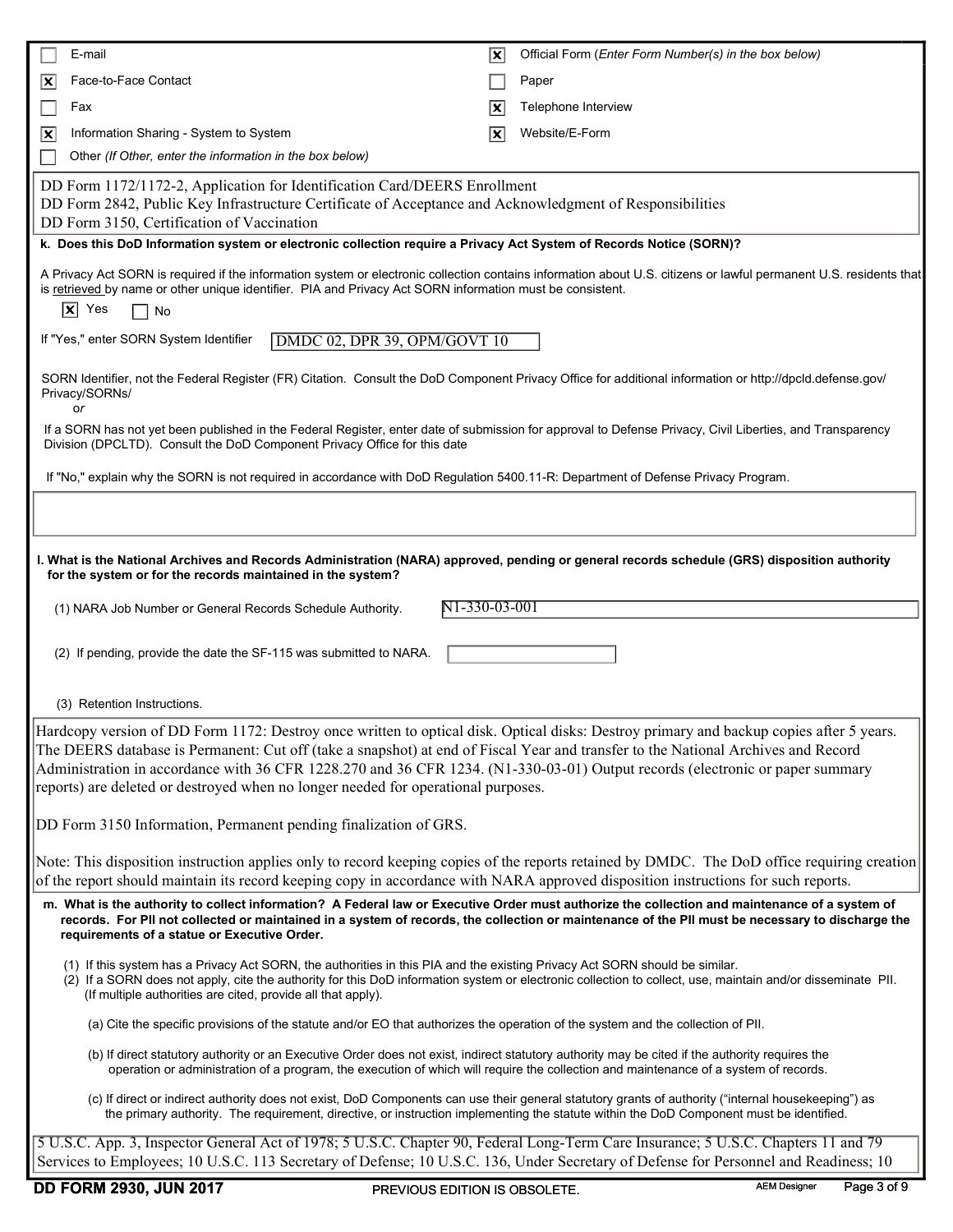- [ ] E-mail
- [x] Official Form (*Enter Form Number(s) in the box below)*
- [x] Face-to-Face Contact
- [ ] Paper
- [ ] Fax
- [x] Telephone Interview
- [x] Information Sharing - System to System
- [x] Website/E-Form
- [ ] Other *(If Other, enter the information in the box below)*

DD Form 1172/1172-2, Application for Identification Card/DEERS Enrollment
DD Form 2842, Public Key Infrastructure Certificate of Acceptance and Acknowledgment of Responsibilities
DD Form 3150, Certification of Vaccination

**k. Does this DoD Information system or electronic collection require a Privacy Act System of Records Notice (SORN)?**

A Privacy Act SORN is required if the information system or electronic collection contains information about U.S. citizens or lawful permanent U.S. residents that is retrieved by name or other unique identifier. PIA and Privacy Act SORN information must be consistent.

- [x] Yes
- [ ] No

If "Yes," enter SORN System Identifier: DMDC 02, DPR 39, OPM/GOVT 10

SORN Identifier, not the Federal Register (FR) Citation. Consult the DoD Component Privacy Office for additional information or http://dpcld.defense.gov/Privacy/SORNs/
*or*

If a SORN has not yet been published in the Federal Register, enter date of submission for approval to Defense Privacy, Civil Liberties, and Transparency Division (DPCLTD). Consult the DoD Component Privacy Office for this date

If "No," explain why the SORN is not required in accordance with DoD Regulation 5400.11-R: Department of Defense Privacy Program.

**l. What is the National Archives and Records Administration (NARA) approved, pending or general records schedule (GRS) disposition authority for the system or for the records maintained in the system?**

(1) NARA Job Number or General Records Schedule Authority. N1-330-03-001

(2) If pending, provide the date the SF-115 was submitted to NARA.

(3) Retention Instructions.

Hardcopy version of DD Form 1172: Destroy once written to optical disk. Optical disks: Destroy primary and backup copies after 5 years. The DEERS database is Permanent: Cut off (take a snapshot) at end of Fiscal Year and transfer to the National Archives and Record Administration in accordance with 36 CFR 1228.270 and 36 CFR 1234. (N1-330-03-01) Output records (electronic or paper summary reports) are deleted or destroyed when no longer needed for operational purposes.

DD Form 3150 Information, Permanent pending finalization of GRS.

Note: This disposition instruction applies only to record keeping copies of the reports retained by DMDC. The DoD office requiring creation of the report should maintain its record keeping copy in accordance with NARA approved disposition instructions for such reports.

**m. What is the authority to collect information? A Federal law or Executive Order must authorize the collection and maintenance of a system of records. For PII not collected or maintained in a system of records, the collection or maintenance of the PII must be necessary to discharge the requirements of a statue or Executive Order.**

(1) If this system has a Privacy Act SORN, the authorities in this PIA and the existing Privacy Act SORN should be similar.
(2) If a SORN does not apply, cite the authority for this DoD information system or electronic collection to collect, use, maintain and/or disseminate PII. (If multiple authorities are cited, provide all that apply).

(a) Cite the specific provisions of the statute and/or EO that authorizes the operation of the system and the collection of PII.

(b) If direct statutory authority or an Executive Order does not exist, indirect statutory authority may be cited if the authority requires the operation or administration of a program, the execution of which will require the collection and maintenance of a system of records.

(c) If direct or indirect authority does not exist, DoD Components can use their general statutory grants of authority ("internal housekeeping") as the primary authority. The requirement, directive, or instruction implementing the statute within the DoD Component must be identified.

5 U.S.C. App. 3, Inspector General Act of 1978; 5 U.S.C. Chapter 90, Federal Long-Term Care Insurance; 5 U.S.C. Chapters 11 and 79 Services to Employees; 10 U.S.C. 113 Secretary of Defense; 10 U.S.C. 136, Under Secretary of Defense for Personnel and Readiness; 10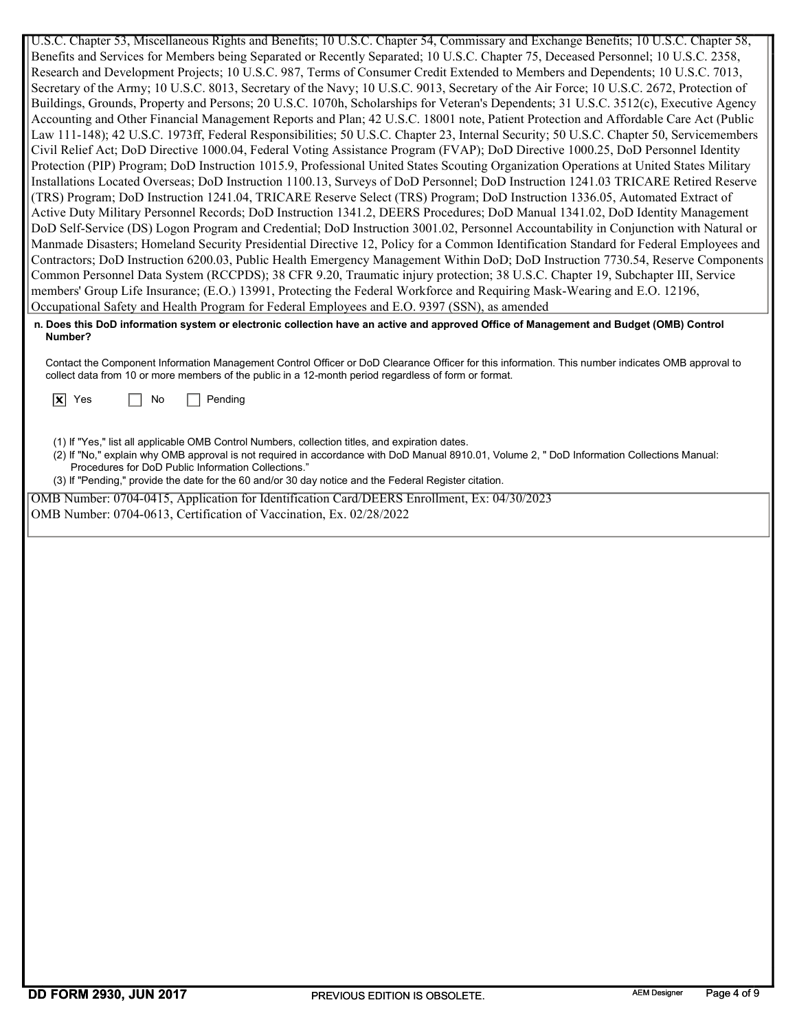U.S.C. Chapter 53, Miscellaneous Rights and Benefits; 10 U.S.C. Chapter 54, Commissary and Exchange Benefits; 10 U.S.C. Chapter 58, Benefits and Services for Members being Separated or Recently Separated; 10 U.S.C. Chapter 75, Deceased Personnel; 10 U.S.C. 2358, Research and Development Projects; 10 U.S.C. 987, Terms of Consumer Credit Extended to Members and Dependents; 10 U.S.C. 7013, Secretary of the Army; 10 U.S.C. 8013, Secretary of the Navy; 10 U.S.C. 9013, Secretary of the Air Force; 10 U.S.C. 2672, Protection of Buildings, Grounds, Property and Persons; 20 U.S.C. 1070h, Scholarships for Veteran's Dependents; 31 U.S.C. 3512(c), Executive Agency Accounting and Other Financial Management Reports and Plan; 42 U.S.C. 18001 note, Patient Protection and Affordable Care Act (Public Law 111-148); 42 U.S.C. 1973ff, Federal Responsibilities; 50 U.S.C. Chapter 23, Internal Security; 50 U.S.C. Chapter 50, Servicemembers Civil Relief Act; DoD Directive 1000.04, Federal Voting Assistance Program (FVAP); DoD Directive 1000.25, DoD Personnel Identity Protection (PIP) Program; DoD Instruction 1015.9, Professional United States Scouting Organization Operations at United States Military Installations Located Overseas; DoD Instruction 1100.13, Surveys of DoD Personnel; DoD Instruction 1241.03 TRICARE Retired Reserve (TRS) Program; DoD Instruction 1241.04, TRICARE Reserve Select (TRS) Program; DoD Instruction 1336.05, Automated Extract of Active Duty Military Personnel Records; DoD Instruction 1341.2, DEERS Procedures; DoD Manual 1341.02, DoD Identity Management DoD Self-Service (DS) Logon Program and Credential; DoD Instruction 3001.02, Personnel Accountability in Conjunction with Natural or Manmade Disasters; Homeland Security Presidential Directive 12, Policy for a Common Identification Standard for Federal Employees and Contractors; DoD Instruction 6200.03, Public Health Emergency Management Within DoD; DoD Instruction 7730.54, Reserve Components Common Personnel Data System (RCCPDS); 38 CFR 9.20, Traumatic injury protection; 38 U.S.C. Chapter 19, Subchapter III, Service members' Group Life Insurance; (E.O.) 13991, Protecting the Federal Workforce and Requiring Mask-Wearing and E.O. 12196, Occupational Safety and Health Program for Federal Employees and E.O. 9397 (SSN), as amended

**n. Does this DoD information system or electronic collection have an active and approved Office of Management and Budget (OMB) Control Number?**

Contact the Component Information Management Control Officer or DoD Clearance Officer for this information. This number indicates OMB approval to collect data from 10 or more members of the public in a 12-month period regardless of form or format.

☒ Yes ☐ No ☐ Pending

(1) If "Yes," list all applicable OMB Control Numbers, collection titles, and expiration dates.
(2) If "No," explain why OMB approval is not required in accordance with DoD Manual 8910.01, Volume 2, " DoD Information Collections Manual: Procedures for DoD Public Information Collections."
(3) If "Pending," provide the date for the 60 and/or 30 day notice and the Federal Register citation.

OMB Number: 0704-0415, Application for Identification Card/DEERS Enrollment, Ex: 04/30/2023
OMB Number: 0704-0613, Certification of Vaccination, Ex. 02/28/2022

DD FORM 2930, JUN 2017 PREVIOUS EDITION IS OBSOLETE.